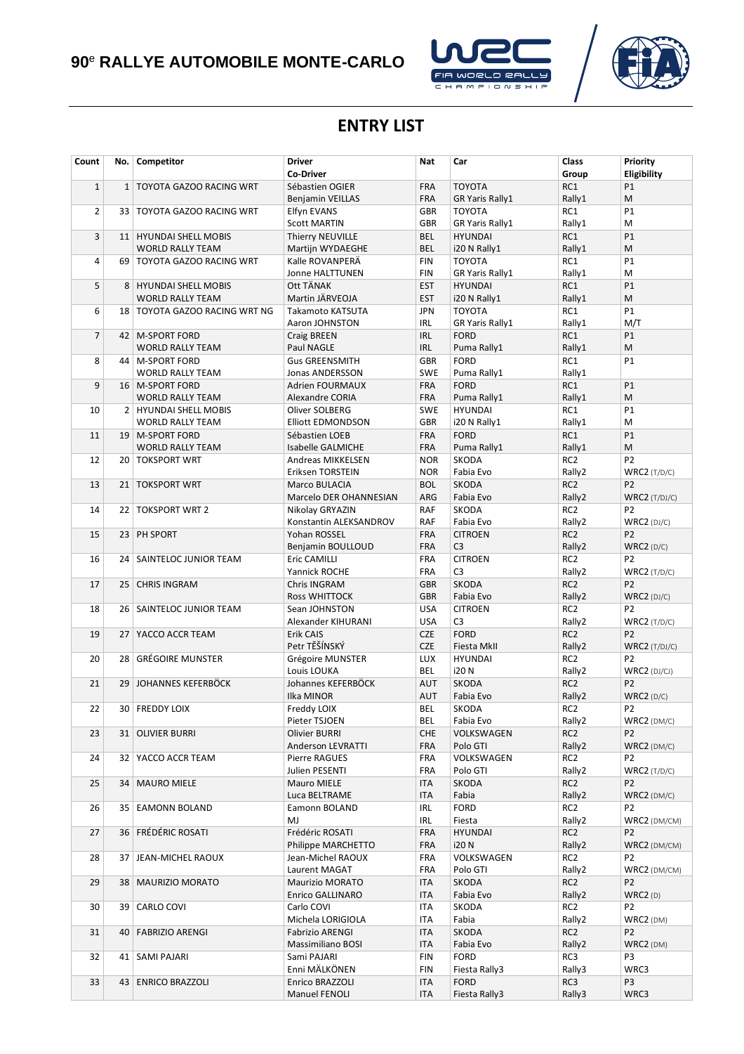# 90e RALLYE AUTOMOBILE MONTE-CARLO

## ENTRY LIST

| Count | No. | Competitor | Driver<br>Co-Driver | Nat | Car | Class<br>Group | Priority<br>Eligibility |
|---|---|---|---|---|---|---|---|
| 1 | 1 | TOYOTA GAZOO RACING WRT | Sébastien OGIER<br>Benjamin VEILLAS | FRA<br>FRA | TOYOTA<br>GR Yaris Rally1 | RC1<br>Rally1 | P1<br>M |
| 2 | 33 | TOYOTA GAZOO RACING WRT | Elfyn EVANS<br>Scott MARTIN | GBR<br>GBR | TOYOTA<br>GR Yaris Rally1 | RC1<br>Rally1 | P1<br>M |
| 3 | 11 | HYUNDAI SHELL MOBIS WORLD RALLY TEAM | Thierry NEUVILLE<br>Martijn WYDAEGHE | BEL<br>BEL | HYUNDAI<br>i20 N Rally1 | RC1<br>Rally1 | P1<br>M |
| 4 | 69 | TOYOTA GAZOO RACING WRT | Kalle ROVANPERÄ<br>Jonne HALTTUNEN | FIN<br>FIN | TOYOTA<br>GR Yaris Rally1 | RC1<br>Rally1 | P1<br>M |
| 5 | 8 | HYUNDAI SHELL MOBIS WORLD RALLY TEAM | Ott TÄNAK<br>Martin JÄRVEOJA | EST<br>EST | HYUNDAI<br>i20 N Rally1 | RC1<br>Rally1 | P1<br>M |
| 6 | 18 | TOYOTA GAZOO RACING WRT NG | Takamoto KATSUTA<br>Aaron JOHNSTON | JPN<br>IRL | TOYOTA<br>GR Yaris Rally1 | RC1<br>Rally1 | P1<br>M/T |
| 7 | 42 | M-SPORT FORD WORLD RALLY TEAM | Craig BREEN<br>Paul NAGLE | IRL<br>IRL | FORD<br>Puma Rally1 | RC1<br>Rally1 | P1<br>M |
| 8 | 44 | M-SPORT FORD WORLD RALLY TEAM | Gus GREENSMITH<br>Jonas ANDERSSON | GBR<br>SWE | FORD<br>Puma Rally1 | RC1<br>Rally1 | P1 |
| 9 | 16 | M-SPORT FORD WORLD RALLY TEAM | Adrien FOURMAUX<br>Alexandre CORIA | FRA<br>FRA | FORD<br>Puma Rally1 | RC1<br>Rally1 | P1<br>M |
| 10 | 2 | HYUNDAI SHELL MOBIS WORLD RALLY TEAM | Oliver SOLBERG<br>Elliott EDMONDSON | SWE<br>GBR | HYUNDAI<br>i20 N Rally1 | RC1<br>Rally1 | P1<br>M |
| 11 | 19 | M-SPORT FORD WORLD RALLY TEAM | Sébastien LOEB<br>Isabelle GALMICHE | FRA<br>FRA | FORD<br>Puma Rally1 | RC1<br>Rally1 | P1<br>M |
| 12 | 20 | TOKSPORT WRT | Andreas MIKKELSEN<br>Eriksen TORSTEIN | NOR<br>NOR | SKODA<br>Fabia Evo | RC2<br>Rally2 | P2<br>WRC2 (T/D/C) |
| 13 | 21 | TOKSPORT WRT | Marco BULACIA<br>Marcelo DER OHANNESIAN | BOL<br>ARG | SKODA<br>Fabia Evo | RC2<br>Rally2 | P2<br>WRC2 (T/DJ/C) |
| 14 | 22 | TOKSPORT WRT 2 | Nikolay GRYAZIN<br>Konstantin ALEKSANDROV | RAF<br>RAF | SKODA<br>Fabia Evo | RC2<br>Rally2 | P2<br>WRC2 (DJ/C) |
| 15 | 23 | PH SPORT | Yohan ROSSEL<br>Benjamin BOULLOUD | FRA<br>FRA | CITROEN<br>C3 | RC2<br>Rally2 | P2<br>WRC2 (D/C) |
| 16 | 24 | SAINTELOC JUNIOR TEAM | Eric CAMILLI<br>Yannick ROCHE | FRA<br>FRA | CITROEN<br>C3 | RC2<br>Rally2 | P2<br>WRC2 (T/D/C) |
| 17 | 25 | CHRIS INGRAM | Chris INGRAM<br>Ross WHITTOCK | GBR<br>GBR | SKODA<br>Fabia Evo | RC2<br>Rally2 | P2<br>WRC2 (DJ/C) |
| 18 | 26 | SAINTELOC JUNIOR TEAM | Sean JOHNSTON<br>Alexander KIHURANI | USA<br>USA | CITROEN<br>C3 | RC2<br>Rally2 | P2<br>WRC2 (T/D/C) |
| 19 | 27 | YACCO ACCR TEAM | Erik CAIS<br>Petr TĚŠÍNSKÝ | CZE<br>CZE | FORD<br>Fiesta MkII | RC2<br>Rally2 | P2<br>WRC2 (T/DJ/C) |
| 20 | 28 | GRÉGOIRE MUNSTER | Grégoire MUNSTER<br>Louis LOUKA | LUX<br>BEL | HYUNDAI<br>i20 N | RC2<br>Rally2 | P2<br>WRC2 (DJ/CJ) |
| 21 | 29 | JOHANNES KEFERBÖCK | Johannes KEFERBÖCK<br>Ilka MINOR | AUT<br>AUT | SKODA<br>Fabia Evo | RC2<br>Rally2 | P2<br>WRC2 (D/C) |
| 22 | 30 | FREDDY LOIX | Freddy LOIX<br>Pieter TSJOEN | BEL<br>BEL | SKODA<br>Fabia Evo | RC2<br>Rally2 | P2<br>WRC2 (DM/C) |
| 23 | 31 | OLIVIER BURRI | Olivier BURRI<br>Anderson LEVRATTI | CHE<br>FRA | VOLKSWAGEN<br>Polo GTI | RC2<br>Rally2 | P2<br>WRC2 (DM/C) |
| 24 | 32 | YACCO ACCR TEAM | Pierre RAGUES<br>Julien PESENTI | FRA<br>FRA | VOLKSWAGEN<br>Polo GTI | RC2<br>Rally2 | P2<br>WRC2 (T/D/C) |
| 25 | 34 | MAURO MIELE | Mauro MIELE<br>Luca BELTRAME | ITA<br>ITA | SKODA<br>Fabia | RC2<br>Rally2 | P2<br>WRC2 (DM/C) |
| 26 | 35 | EAMONN BOLAND | Eamonn BOLAND<br>MJ | IRL<br>IRL | FORD<br>Fiesta | RC2<br>Rally2 | P2<br>WRC2 (DM/CM) |
| 27 | 36 | FRÉDÉRIC ROSATI | Frédéric ROSATI<br>Philippe MARCHETTO | FRA<br>FRA | HYUNDAI<br>i20 N | RC2<br>Rally2 | P2<br>WRC2 (DM/CM) |
| 28 | 37 | JEAN-MICHEL RAOUX | Jean-Michel RAOUX<br>Laurent MAGAT | FRA<br>FRA | VOLKSWAGEN<br>Polo GTI | RC2<br>Rally2 | P2<br>WRC2 (DM/CM) |
| 29 | 38 | MAURIZIO MORATO | Maurizio MORATO<br>Enrico GALLINARO | ITA<br>ITA | SKODA<br>Fabia Evo | RC2<br>Rally2 | P2<br>WRC2 (D) |
| 30 | 39 | CARLO COVI | Carlo COVI<br>Michela LORIGIOLA | ITA<br>ITA | SKODA<br>Fabia | RC2<br>Rally2 | P2<br>WRC2 (DM) |
| 31 | 40 | FABRIZIO ARENGI | Fabrizio ARENGI<br>Massimiliano BOSI | ITA<br>ITA | SKODA<br>Fabia Evo | RC2<br>Rally2 | P2<br>WRC2 (DM) |
| 32 | 41 | SAMI PAJARI | Sami PAJARI<br>Enni MÄLKÖNEN | FIN<br>FIN | FORD<br>Fiesta Rally3 | RC3<br>Rally3 | P3<br>WRC3 |
| 33 | 43 | ENRICO BRAZZOLI | Enrico BRAZZOLI<br>Manuel FENOLI | ITA<br>ITA | FORD<br>Fiesta Rally3 | RC3<br>Rally3 | P3<br>WRC3 |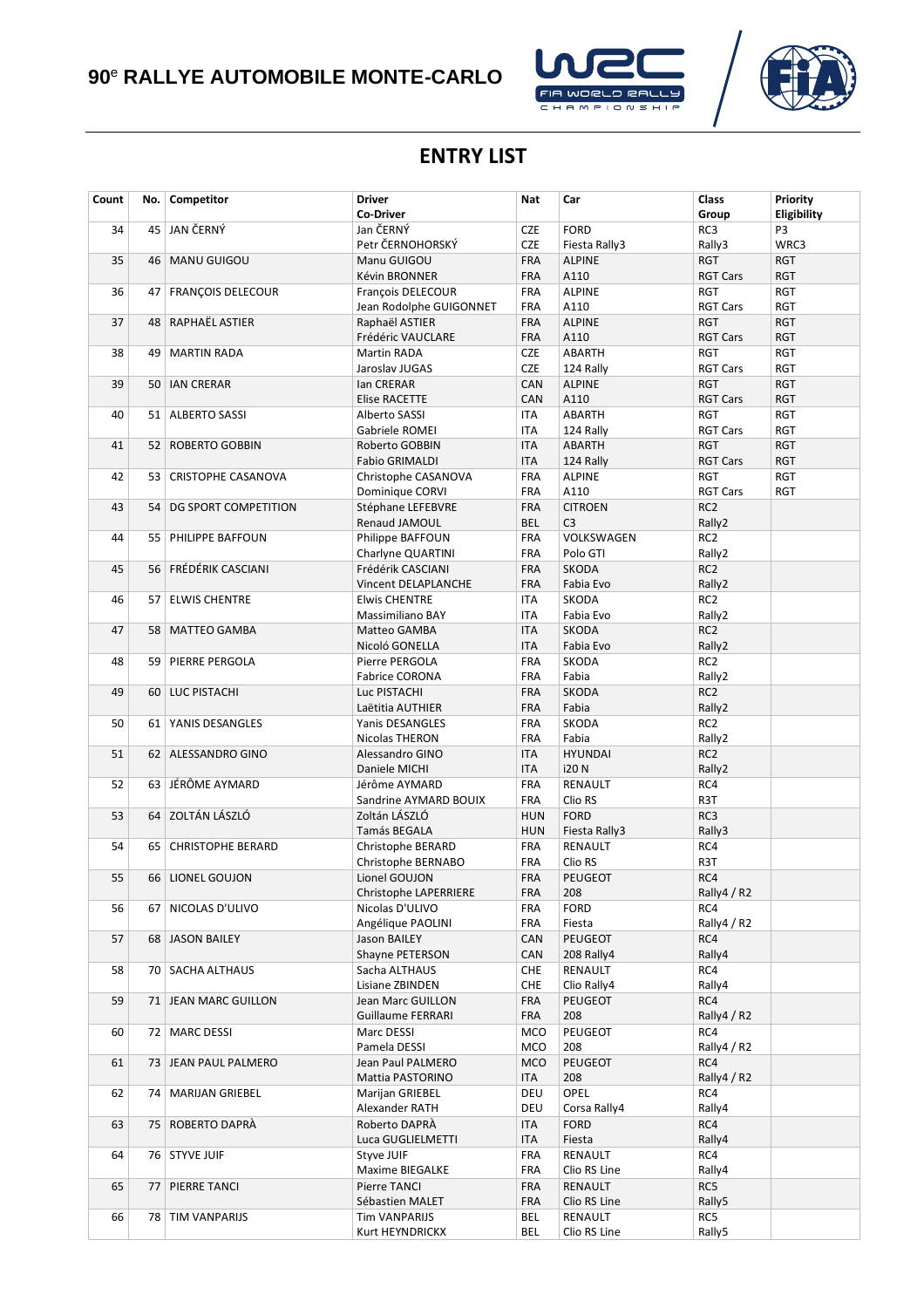# 90[e] RALLYE AUTOMOBILE MONTE-CARLO

## ENTRY LIST

| Count | No. | Competitor | Driver / Co-Driver | Nat | Car | Class / Group | Priority / Eligibility |
|---|---|---|---|---|---|---|---|
| 34 | 45 | JAN ČERNÝ | Jan ČERNÝ<br>Petr ČERNOHORSKÝ | CZE<br>CZE | FORD<br>Fiesta Rally3 | RC3<br>Rally3 | P3<br>WRC3 |
| 35 | 46 | MANU GUIGOU | Manu GUIGOU<br>Kévin BRONNER | FRA<br>FRA | ALPINE<br>A110 | RGT<br>RGT Cars | RGT<br>RGT |
| 36 | 47 | FRANÇOIS DELECOUR | François DELECOUR<br>Jean Rodolphe GUIGONNET | FRA<br>FRA | ALPINE<br>A110 | RGT<br>RGT Cars | RGT<br>RGT |
| 37 | 48 | RAPHAËL ASTIER | Raphaël ASTIER<br>Frédéric VAUCLARE | FRA<br>FRA | ALPINE<br>A110 | RGT<br>RGT Cars | RGT<br>RGT |
| 38 | 49 | MARTIN RADA | Martin RADA<br>Jaroslav JUGAS | CZE<br>CZE | ABARTH<br>124 Rally | RGT<br>RGT Cars | RGT<br>RGT |
| 39 | 50 | IAN CRERAR | Ian CRERAR<br>Elise RACETTE | CAN<br>CAN | ALPINE<br>A110 | RGT<br>RGT Cars | RGT<br>RGT |
| 40 | 51 | ALBERTO SASSI | Alberto SASSI<br>Gabriele ROMEI | ITA<br>ITA | ABARTH<br>124 Rally | RGT<br>RGT Cars | RGT<br>RGT |
| 41 | 52 | ROBERTO GOBBIN | Roberto GOBBIN<br>Fabio GRIMALDI | ITA<br>ITA | ABARTH<br>124 Rally | RGT<br>RGT Cars | RGT<br>RGT |
| 42 | 53 | CRISTOPHE CASANOVA | Christophe CASANOVA<br>Dominique CORVI | FRA<br>FRA | ALPINE<br>A110 | RGT<br>RGT Cars | RGT<br>RGT |
| 43 | 54 | DG SPORT COMPETITION | Stéphane LEFEBVRE<br>Renaud JAMOUL | FRA<br>BEL | CITROEN<br>C3 | RC2<br>Rally2 | |
| 44 | 55 | PHILIPPE BAFFOUN | Philippe BAFFOUN<br>Charlyne QUARTINI | FRA<br>FRA | VOLKSWAGEN<br>Polo GTI | RC2<br>Rally2 | |
| 45 | 56 | FRÉDÉRIK CASCIANI | Frédérik CASCIANI<br>Vincent DELAPLANCHE | FRA<br>FRA | SKODA<br>Fabia Evo | RC2<br>Rally2 | |
| 46 | 57 | ELWIS CHENTRE | Elwis CHENTRE<br>Massimiliano BAY | ITA<br>ITA | SKODA<br>Fabia Evo | RC2<br>Rally2 | |
| 47 | 58 | MATTEO GAMBA | Matteo GAMBA<br>Nicoló GONELLA | ITA<br>ITA | SKODA<br>Fabia Evo | RC2<br>Rally2 | |
| 48 | 59 | PIERRE PERGOLA | Pierre PERGOLA<br>Fabrice CORONA | FRA<br>FRA | SKODA<br>Fabia | RC2<br>Rally2 | |
| 49 | 60 | LUC PISTACHI | Luc PISTACHI<br>Laëtitia AUTHIER | FRA<br>FRA | SKODA<br>Fabia | RC2<br>Rally2 | |
| 50 | 61 | YANIS DESANGLES | Yanis DESANGLES<br>Nicolas THERON | FRA<br>FRA | SKODA<br>Fabia | RC2<br>Rally2 | |
| 51 | 62 | ALESSANDRO GINO | Alessandro GINO<br>Daniele MICHI | ITA<br>ITA | HYUNDAI<br>i20 N | RC2<br>Rally2 | |
| 52 | 63 | JÉRÔME AYMARD | Jérôme AYMARD<br>Sandrine AYMARD BOUIX | FRA<br>FRA | RENAULT<br>Clio RS | RC4<br>R3T | |
| 53 | 64 | ZOLTÁN LÁSZLÓ | Zoltán LÁSZLÓ<br>Tamás BEGALA | HUN<br>HUN | FORD<br>Fiesta Rally3 | RC3<br>Rally3 | |
| 54 | 65 | CHRISTOPHE BERARD | Christophe BERARD<br>Christophe BERNABO | FRA<br>FRA | RENAULT<br>Clio RS | RC4<br>R3T | |
| 55 | 66 | LIONEL GOUJON | Lionel GOUJON<br>Christophe LAPERRIERE | FRA<br>FRA | PEUGEOT<br>208 | RC4<br>Rally4 / R2 | |
| 56 | 67 | NICOLAS D'ULIVO | Nicolas D'ULIVO<br>Angélique PAOLINI | FRA<br>FRA | FORD<br>Fiesta | RC4<br>Rally4 / R2 | |
| 57 | 68 | JASON BAILEY | Jason BAILEY<br>Shayne PETERSON | CAN<br>CAN | PEUGEOT<br>208 Rally4 | RC4<br>Rally4 | |
| 58 | 70 | SACHA ALTHAUS | Sacha ALTHAUS<br>Lisiane ZBINDEN | CHE<br>CHE | RENAULT<br>Clio Rally4 | RC4<br>Rally4 | |
| 59 | 71 | JEAN MARC GUILLON | Jean Marc GUILLON<br>Guillaume FERRARI | FRA<br>FRA | PEUGEOT<br>208 | RC4<br>Rally4 / R2 | |
| 60 | 72 | MARC DESSI | Marc DESSI<br>Pamela DESSI | MCO<br>MCO | PEUGEOT<br>208 | RC4<br>Rally4 / R2 | |
| 61 | 73 | JEAN PAUL PALMERO | Jean Paul PALMERO<br>Mattia PASTORINO | MCO<br>ITA | PEUGEOT<br>208 | RC4<br>Rally4 / R2 | |
| 62 | 74 | MARIJAN GRIEBEL | Marijan GRIEBEL<br>Alexander RATH | DEU<br>DEU | OPEL<br>Corsa Rally4 | RC4<br>Rally4 | |
| 63 | 75 | ROBERTO DAPRÀ | Roberto DAPRÀ<br>Luca GUGLIELMETTI | ITA<br>ITA | FORD<br>Fiesta | RC4<br>Rally4 | |
| 64 | 76 | STYVE JUIF | Styve JUIF<br>Maxime BIEGALKE | FRA<br>FRA | RENAULT<br>Clio RS Line | RC4<br>Rally4 | |
| 65 | 77 | PIERRE TANCI | Pierre TANCI<br>Sébastien MALET | FRA<br>FRA | RENAULT<br>Clio RS Line | RC5<br>Rally5 | |
| 66 | 78 | TIM VANPARIJS | Tim VANPARIJS<br>Kurt HEYNDRICKX | BEL<br>BEL | RENAULT<br>Clio RS Line | RC5<br>Rally5 | |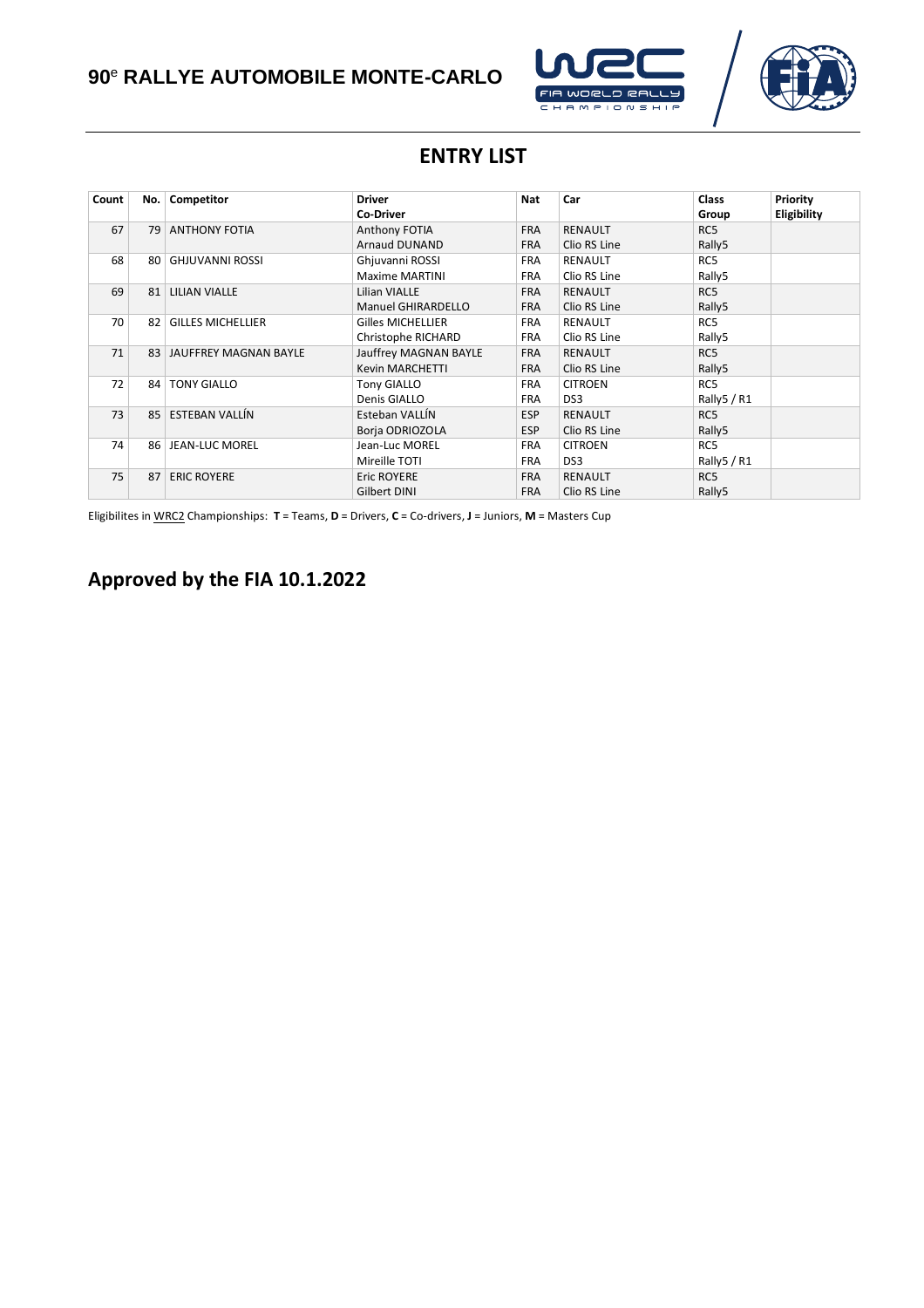# 90[e] RALLYE AUTOMOBILE MONTE-CARLO

## ENTRY LIST

| Count | No. | Competitor | Driver<br>Co-Driver | Nat | Car | Class<br>Group | Priority<br>Eligibility |
|---|---|---|---|---|---|---|---|
| 67 | 79 | ANTHONY FOTIA | Anthony FOTIA<br>Arnaud DUNAND | FRA<br>FRA | RENAULT<br>Clio RS Line | RC5<br>Rally5 | |
| 68 | 80 | GHJUVANNI ROSSI | Ghjuvanni ROSSI<br>Maxime MARTINI | FRA<br>FRA | RENAULT<br>Clio RS Line | RC5<br>Rally5 | |
| 69 | 81 | LILIAN VIALLE | Lilian VIALLE<br>Manuel GHIRARDELLO | FRA<br>FRA | RENAULT<br>Clio RS Line | RC5<br>Rally5 | |
| 70 | 82 | GILLES MICHELLIER | Gilles MICHELLIER<br>Christophe RICHARD | FRA<br>FRA | RENAULT<br>Clio RS Line | RC5<br>Rally5 | |
| 71 | 83 | JAUFFREY MAGNAN BAYLE | Jauffrey MAGNAN BAYLE<br>Kevin MARCHETTI | FRA<br>FRA | RENAULT<br>Clio RS Line | RC5<br>Rally5 | |
| 72 | 84 | TONY GIALLO | Tony GIALLO<br>Denis GIALLO | FRA<br>FRA | CITROEN<br>DS3 | RC5<br>Rally5 / R1 | |
| 73 | 85 | ESTEBAN VALLÍN | Esteban VALLÍN<br>Borja ODRIOZOLA | ESP<br>ESP | RENAULT<br>Clio RS Line | RC5<br>Rally5 | |
| 74 | 86 | JEAN-LUC MOREL | Jean-Luc MOREL<br>Mireille TOTI | FRA<br>FRA | CITROEN<br>DS3 | RC5<br>Rally5 / R1 | |
| 75 | 87 | ERIC ROYERE | Eric ROYERE<br>Gilbert DINI | FRA<br>FRA | RENAULT<br>Clio RS Line | RC5<br>Rally5 | |

Eligibilites in WRC2 Championships: **T** = Teams, **D** = Drivers, **C** = Co-drivers, **J** = Juniors, **M** = Masters Cup

## Approved by the FIA 10.1.2022